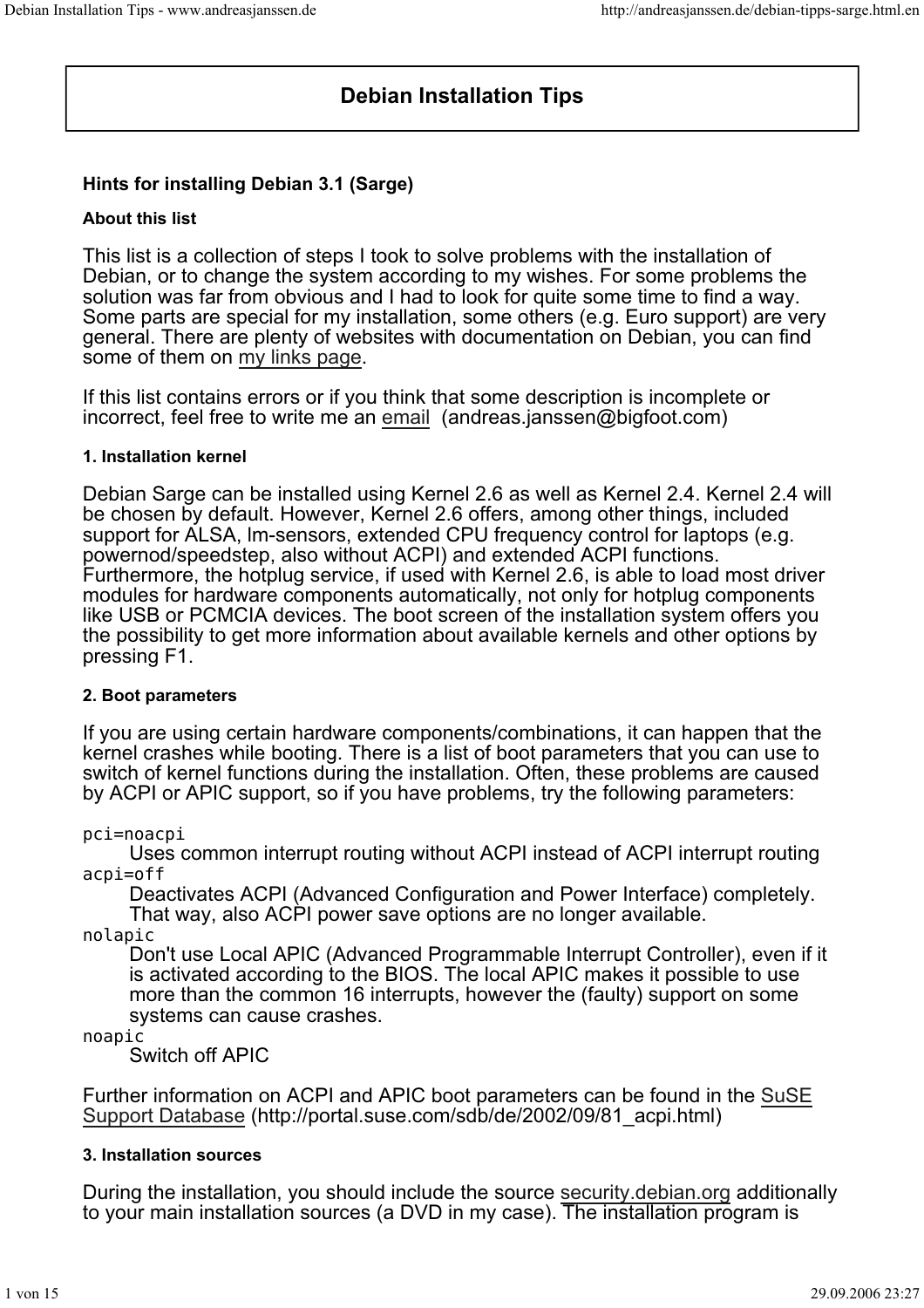# Debian Installation Tips

### Hints for installing Debian 3.1 (Sarge)

#### About this list

This list is a collection of steps I took to solve problems with the installation of Debian, or to change the system according to my wishes. For some problems the solution was far from obvious and I had to look for quite some time to find a way. Some parts are special for my installation, some others (e.g. Euro support) are very general. There are plenty of websites with documentation on Debian, you can find some of them on my links page.

If this list contains errors or if you think that some description is incomplete or incorrect, feel free to write me an email (andreas.janssen@bigfoot.com)

#### 1. Installation kernel

Debian Sarge can be installed using Kernel 2.6 as well as Kernel 2.4. Kernel 2.4 will be chosen by default. However, Kernel 2.6 offers, among other things, included support for ALSA, lm-sensors, extended CPU frequency control for laptops (e.g. powernod/speedstep, also without ACPI) and extended ACPI functions. Furthermore, the hotplug service, if used with Kernel 2.6, is able to load most driver modules for hardware components automatically, not only for hotplug components like USB or PCMCIA devices. The boot screen of the installation system offers you the possibility to get more information about available kernels and other options by pressing F1.

#### 2. Boot parameters

If you are using certain hardware components/combinations, it can happen that the kernel crashes while booting. There is a list of boot parameters that you can use to switch of kernel functions during the installation. Often, these problems are caused by ACPI or APIC support, so if you have problems, try the following parameters:

`pci=noacpi`
: Uses common interrupt routing without ACPI instead of ACPI interrupt routing

`acpi=off`
: Deactivates ACPI (Advanced Configuration and Power Interface) completely. That way, also ACPI power save options are no longer available.

`nolapic`
: Don't use Local APIC (Advanced Programmable Interrupt Controller), even if it is activated according to the BIOS. The local APIC makes it possible to use more than the common 16 interrupts, however the (faulty) support on some systems can cause crashes.

`noapic`
: Switch off APIC

Further information on ACPI and APIC boot parameters can be found in the SuSE Support Database (http://portal.suse.com/sdb/de/2002/09/81_acpi.html)

#### 3. Installation sources

During the installation, you should include the source security.debian.org additionally to your main installation sources (a DVD in my case). The installation program is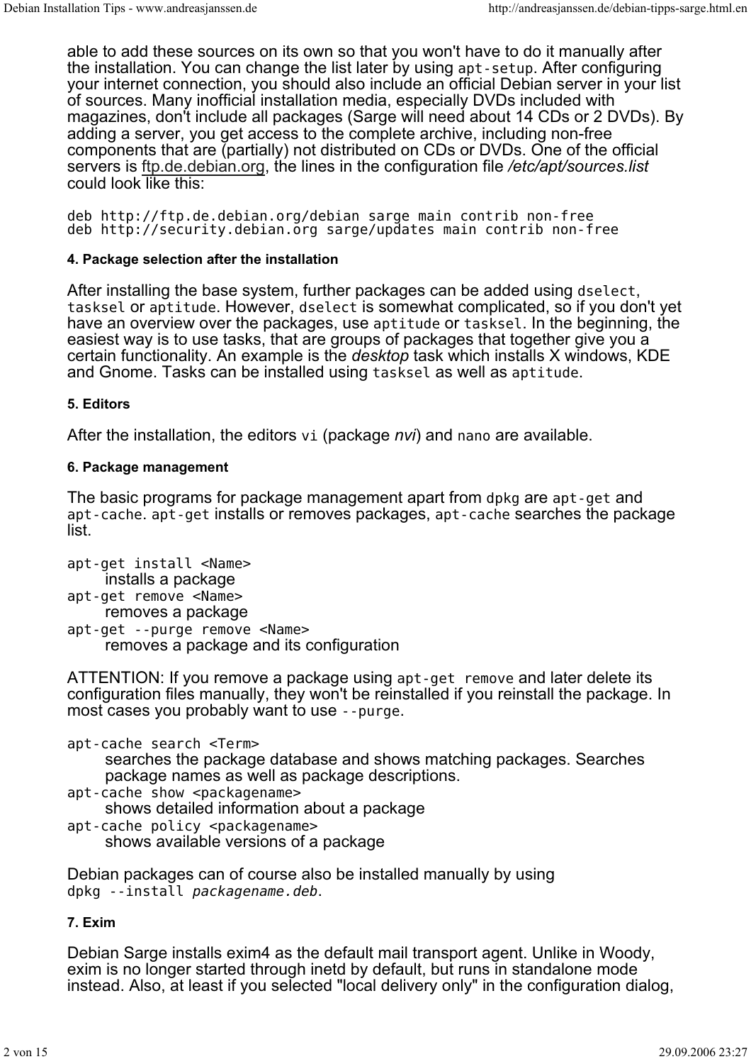able to add these sources on its own so that you won't have to do it manually after the installation. You can change the list later by using `apt-setup`. After configuring your internet connection, you should also include an official Debian server in your list of sources. Many inofficial installation media, especially DVDs included with magazines, don't include all packages (Sarge will need about 14 CDs or 2 DVDs). By adding a server, you get access to the complete archive, including non-free components that are (partially) not distributed on CDs or DVDs. One of the official servers is ftp.de.debian.org, the lines in the configuration file */etc/apt/sources.list* could look like this:

```
deb http://ftp.de.debian.org/debian sarge main contrib non-free
deb http://security.debian.org sarge/updates main contrib non-free
```

#### 4. Package selection after the installation

After installing the base system, further packages can be added using `dselect`, `tasksel` or `aptitude`. However, `dselect` is somewhat complicated, so if you don't yet have an overview over the packages, use `aptitude` or `tasksel`. In the beginning, the easiest way is to use tasks, that are groups of packages that together give you a certain functionality. An example is the *desktop* task which installs X windows, KDE and Gnome. Tasks can be installed using `tasksel` as well as `aptitude`.

#### 5. Editors

After the installation, the editors `vi` (package *nvi*) and `nano` are available.

#### 6. Package management

The basic programs for package management apart from `dpkg` are `apt-get` and `apt-cache`. `apt-get` installs or removes packages, `apt-cache` searches the package list.

`apt-get install <Name>`
: installs a package

`apt-get remove <Name>`
: removes a package

`apt-get --purge remove <Name>`
: removes a package and its configuration

ATTENTION: If you remove a package using `apt-get remove` and later delete its configuration files manually, they won't be reinstalled if you reinstall the package. In most cases you probably want to use `--purge`.

`apt-cache search <Term>`
: searches the package database and shows matching packages. Searches package names as well as package descriptions.

`apt-cache show <packagename>`
: shows detailed information about a package

`apt-cache policy <packagename>`
: shows available versions of a package

Debian packages can of course also be installed manually by using `dpkg --install` *`packagename.deb`*.

#### 7. Exim

Debian Sarge installs exim4 as the default mail transport agent. Unlike in Woody, exim is no longer started through inetd by default, but runs in standalone mode instead. Also, at least if you selected "local delivery only" in the configuration dialog,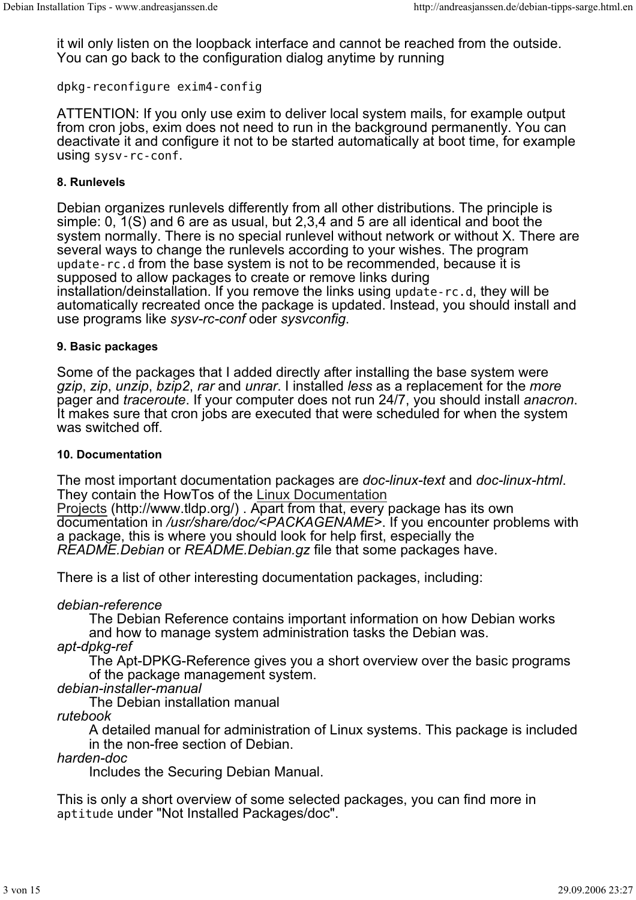it wil only listen on the loopback interface and cannot be reached from the outside. You can go back to the configuration dialog anytime by running

```
dpkg-reconfigure exim4-config
```

ATTENTION: If you only use exim to deliver local system mails, for example output from cron jobs, exim does not need to run in the background permanently. You can deactivate it and configure it not to be started automatically at boot time, for example using `sysv-rc-conf`.

#### 8. Runlevels

Debian organizes runlevels differently from all other distributions. The principle is simple: 0, 1(S) and 6 are as usual, but 2,3,4 and 5 are all identical and boot the system normally. There is no special runlevel without network or without X. There are several ways to change the runlevels according to your wishes. The program `update-rc.d` from the base system is not to be recommended, because it is supposed to allow packages to create or remove links during installation/deinstallation. If you remove the links using `update-rc.d`, they will be automatically recreated once the package is updated. Instead, you should install and use programs like *sysv-rc-conf* oder *sysvconfig*.

#### 9. Basic packages

Some of the packages that I added directly after installing the base system were *gzip*, *zip*, *unzip*, *bzip2*, *rar* and *unrar*. I installed *less* as a replacement for the *more* pager and *traceroute*. If your computer does not run 24/7, you should install *anacron*. It makes sure that cron jobs are executed that were scheduled for when the system was switched off.

#### 10. Documentation

The most important documentation packages are *doc-linux-text* and *doc-linux-html*. They contain the HowTos of the Linux Documentation Projects (http://www.tldp.org/) . Apart from that, every package has its own documentation in */usr/share/doc/<PACKAGENAME>*. If you encounter problems with a package, this is where you should look for help first, especially the *README.Debian* or *README.Debian.gz* file that some packages have.

There is a list of other interesting documentation packages, including:

*debian-reference*
: The Debian Reference contains important information on how Debian works and how to manage system administration tasks the Debian was.

*apt-dpkg-ref*
: The Apt-DPKG-Reference gives you a short overview over the basic programs of the package management system.

*debian-installer-manual*
: The Debian installation manual

*rutebook*
: A detailed manual for administration of Linux systems. This package is included in the non-free section of Debian.

*harden-doc*
: Includes the Securing Debian Manual.

This is only a short overview of some selected packages, you can find more in `aptitude` under "Not Installed Packages/doc".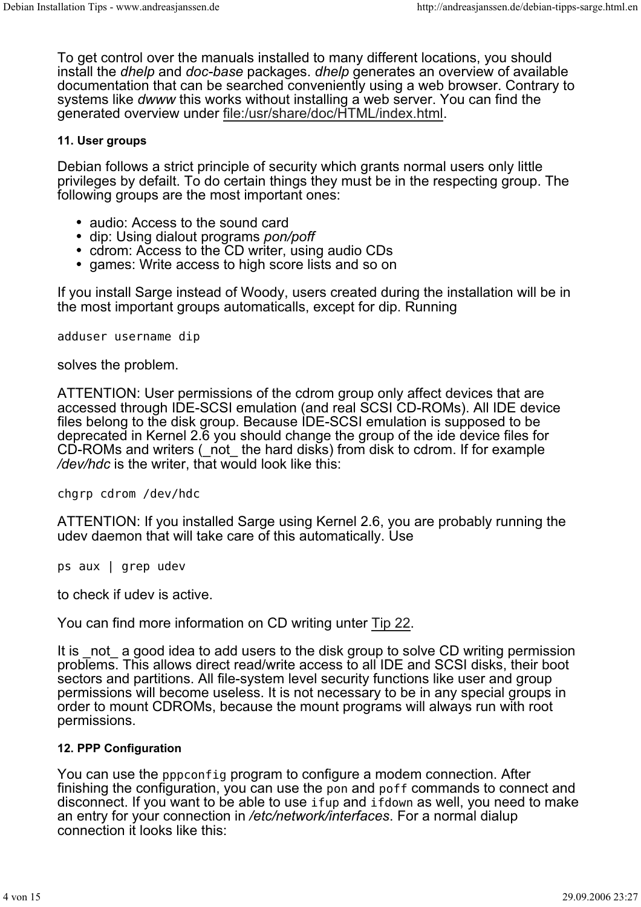To get control over the manuals installed to many different locations, you should install the *dhelp* and *doc-base* packages. *dhelp* generates an overview of available documentation that can be searched conveniently using a web browser. Contrary to systems like *dwww* this works without installing a web server. You can find the generated overview under file:/usr/share/doc/HTML/index.html.

#### 11. User groups

Debian follows a strict principle of security which grants normal users only little privileges by default. To do certain things they must be in the respecting group. The following groups are the most important ones:

- audio: Access to the sound card
- dip: Using dialout programs *pon/poff*
- cdrom: Access to the CD writer, using audio CDs
- games: Write access to high score lists and so on

If you install Sarge instead of Woody, users created during the installation will be in the most important groups automaticalls, except for dip. Running

```
adduser username dip
```

solves the problem.

ATTENTION: User permissions of the cdrom group only affect devices that are accessed through IDE-SCSI emulation (and real SCSI CD-ROMs). All IDE device files belong to the disk group. Because IDE-SCSI emulation is supposed to be deprecated in Kernel 2.6 you should change the group of the ide device files for CD-ROMs and writers (_not_ the hard disks) from disk to cdrom. If for example */dev/hdc* is the writer, that would look like this:

```
chgrp cdrom /dev/hdc
```

ATTENTION: If you installed Sarge using Kernel 2.6, you are probably running the udev daemon that will take care of this automatically. Use

```
ps aux | grep udev
```

to check if udev is active.

You can find more information on CD writing unter Tip 22.

It is _not_ a good idea to add users to the disk group to solve CD writing permission problems. This allows direct read/write access to all IDE and SCSI disks, their boot sectors and partitions. All file-system level security functions like user and group permissions will become useless. It is not necessary to be in any special groups in order to mount CDROMs, because the mount programs will always run with root permissions.

#### 12. PPP Configuration

You can use the `pppconfig` program to configure a modem connection. After finishing the configuration, you can use the `pon` and `poff` commands to connect and disconnect. If you want to be able to use `ifup` and `ifdown` as well, you need to make an entry for your connection in */etc/network/interfaces*. For a normal dialup connection it looks like this: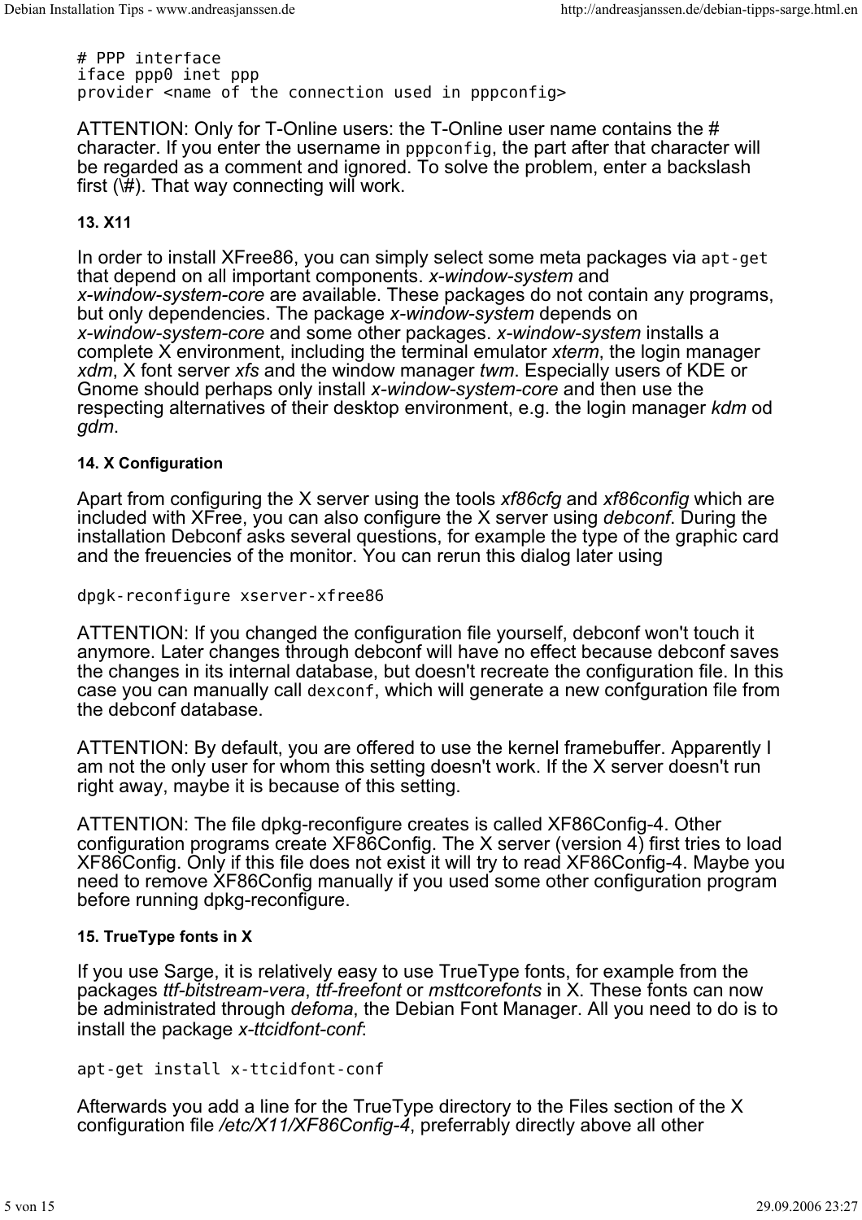```
# PPP interface
iface ppp0 inet ppp
provider <name of the connection used in pppconfig>
```

ATTENTION: Only for T-Online users: the T-Online user name contains the # character. If you enter the username in `pppconfig`, the part after that character will be regarded as a comment and ignored. To solve the problem, enter a backslash first (\#). That way connecting will work.

#### 13. X11

In order to install XFree86, you can simply select some meta packages via `apt-get` that depend on all important components. *x-window-system* and *x-window-system-core* are available. These packages do not contain any programs, but only dependencies. The package *x-window-system* depends on *x-window-system-core* and some other packages. *x-window-system* installs a complete X environment, including the terminal emulator *xterm*, the login manager *xdm*, X font server *xfs* and the window manager *twm*. Especially users of KDE or Gnome should perhaps only install *x-window-system-core* and then use the respecting alternatives of their desktop environment, e.g. the login manager *kdm* od *gdm*.

#### 14. X Configuration

Apart from configuring the X server using the tools *xf86cfg* and *xf86config* which are included with XFree, you can also configure the X server using *debconf*. During the installation Debconf asks several questions, for example the type of the graphic card and the freuencies of the monitor. You can rerun this dialog later using

```
dpgk-reconfigure xserver-xfree86
```

ATTENTION: If you changed the configuration file yourself, debconf won't touch it anymore. Later changes through debconf will have no effect because debconf saves the changes in its internal database, but doesn't recreate the configuration file. In this case you can manually call `dexconf`, which will generate a new confguration file from the debconf database.

ATTENTION: By default, you are offered to use the kernel framebuffer. Apparently I am not the only user for whom this setting doesn't work. If the X server doesn't run right away, maybe it is because of this setting.

ATTENTION: The file dpkg-reconfigure creates is called XF86Config-4. Other configuration programs create XF86Config. The X server (version 4) first tries to load XF86Config. Only if this file does not exist it will try to read XF86Config-4. Maybe you need to remove XF86Config manually if you used some other configuration program before running dpkg-reconfigure.

#### 15. TrueType fonts in X

If you use Sarge, it is relatively easy to use TrueType fonts, for example from the packages *ttf-bitstream-vera*, *ttf-freefont* or *msttcorefonts* in X. These fonts can now be administrated through *defoma*, the Debian Font Manager. All you need to do is to install the package *x-ttcidfont-conf*:

```
apt-get install x-ttcidfont-conf
```

Afterwards you add a line for the TrueType directory to the Files section of the X configuration file */etc/X11/XF86Config-4*, preferrably directly above all other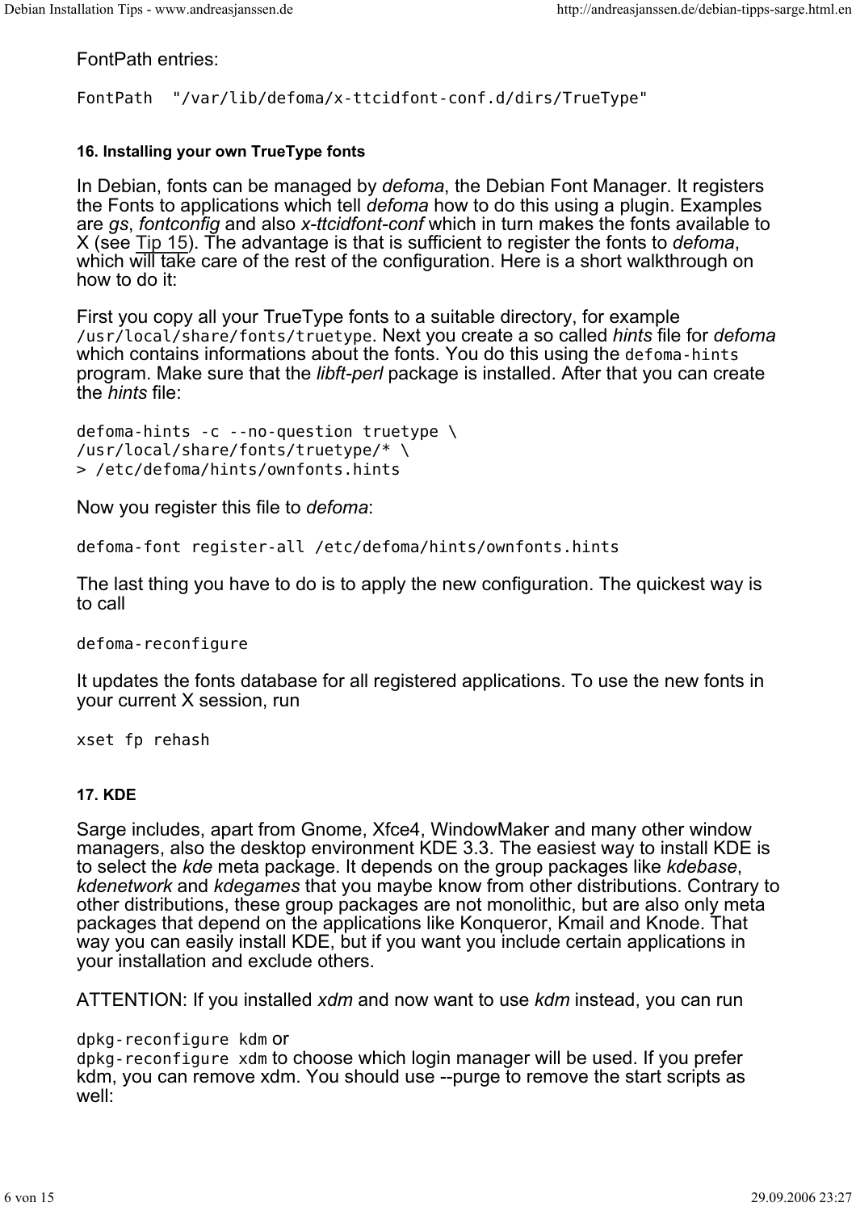FontPath entries:

```
FontPath  "/var/lib/defoma/x-ttcidfont-conf.d/dirs/TrueType"
```

#### 16. Installing your own TrueType fonts

In Debian, fonts can be managed by *defoma*, the Debian Font Manager. It registers the Fonts to applications which tell *defoma* how to do this using a plugin. Examples are *gs*, *fontconfig* and also *x-ttcidfont-conf* which in turn makes the fonts available to X (see Tip 15). The advantage is that is sufficient to register the fonts to *defoma*, which will take care of the rest of the configuration. Here is a short walkthrough on how to do it:

First you copy all your TrueType fonts to a suitable directory, for example `/usr/local/share/fonts/truetype`. Next you create a so called *hints* file for *defoma* which contains informations about the fonts. You do this using the `defoma-hints` program. Make sure that the *libft-perl* package is installed. After that you can create the *hints* file:

```
defoma-hints -c --no-question truetype \
/usr/local/share/fonts/truetype/* \
> /etc/defoma/hints/ownfonts.hints
```

Now you register this file to *defoma*:

```
defoma-font register-all /etc/defoma/hints/ownfonts.hints
```

The last thing you have to do is to apply the new configuration. The quickest way is to call

```
defoma-reconfigure
```

It updates the fonts database for all registered applications. To use the new fonts in your current X session, run

```
xset fp rehash
```

#### 17. KDE

Sarge includes, apart from Gnome, Xfce4, WindowMaker and many other window managers, also the desktop environment KDE 3.3. The easiest way to install KDE is to select the *kde* meta package. It depends on the group packages like *kdebase*, *kdenetwork* and *kdegames* that you maybe know from other distributions. Contrary to other distributions, these group packages are not monolithic, but are also only meta packages that depend on the applications like Konqueror, Kmail and Knode. That way you can easily install KDE, but if you want you include certain applications in your installation and exclude others.

ATTENTION: If you installed *xdm* and now want to use *kdm* instead, you can run

`dpkg-reconfigure kdm` or
`dpkg-reconfigure xdm` to choose which login manager will be used. If you prefer kdm, you can remove xdm. You should use --purge to remove the start scripts as well: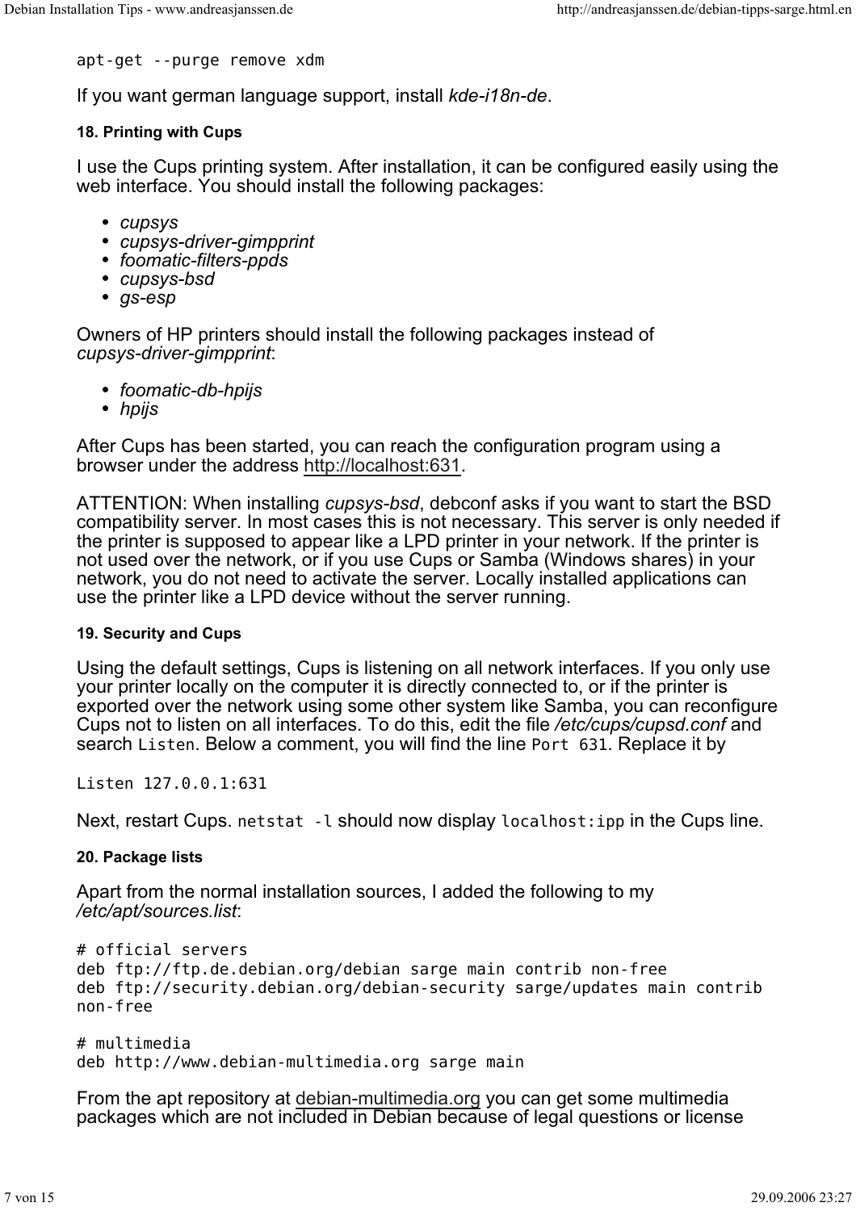```
apt-get --purge remove xdm
```

If you want german language support, install *kde-i18n-de*.

#### 18. Printing with Cups

I use the Cups printing system. After installation, it can be configured easily using the web interface. You should install the following packages:

- *cupsys*
- *cupsys-driver-gimpprint*
- *foomatic-filters-ppds*
- *cupsys-bsd*
- *gs-esp*

Owners of HP printers should install the following packages instead of *cupsys-driver-gimpprint*:

- *foomatic-db-hpijs*
- *hpijs*

After Cups has been started, you can reach the configuration program using a browser under the address http://localhost:631.

ATTENTION: When installing *cupsys-bsd*, debconf asks if you want to start the BSD compatibility server. In most cases this is not necessary. This server is only needed if the printer is supposed to appear like a LPD printer in your network. If the printer is not used over the network, or if you use Cups or Samba (Windows shares) in your network, you do not need to activate the server. Locally installed applications can use the printer like a LPD device without the server running.

#### 19. Security and Cups

Using the default settings, Cups is listening on all network interfaces. If you only use your printer locally on the computer it is directly connected to, or if the printer is exported over the network using some other system like Samba, you can reconfigure Cups not to listen on all interfaces. To do this, edit the file */etc/cups/cupsd.conf* and search `Listen`. Below a comment, you will find the line `Port 631`. Replace it by

```
Listen 127.0.0.1:631
```

Next, restart Cups. `netstat -l` should now display `localhost:ipp` in the Cups line.

#### 20. Package lists

Apart from the normal installation sources, I added the following to my */etc/apt/sources.list*:

```
# official servers
deb ftp://ftp.de.debian.org/debian sarge main contrib non-free
deb ftp://security.debian.org/debian-security sarge/updates main contrib
non-free

# multimedia
deb http://www.debian-multimedia.org sarge main
```

From the apt repository at debian-multimedia.org you can get some multimedia packages which are not included in Debian because of legal questions or license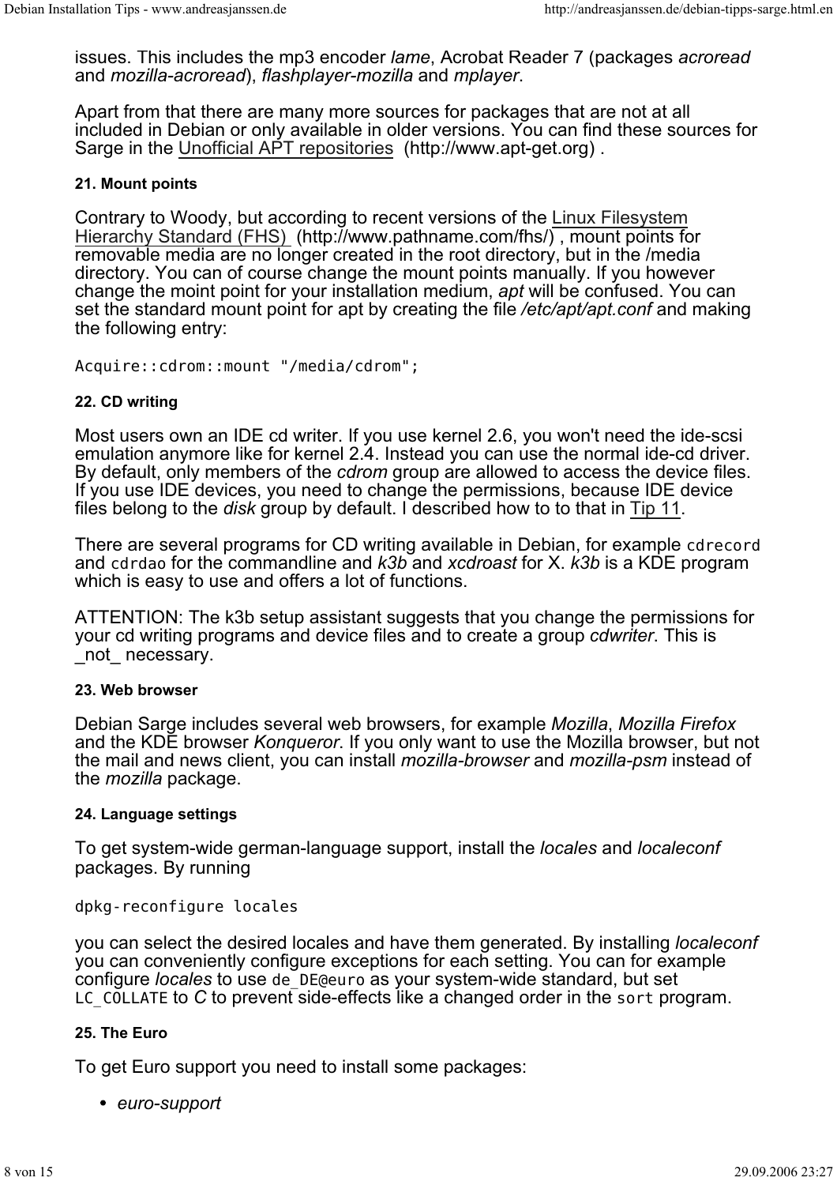issues. This includes the mp3 encoder *lame*, Acrobat Reader 7 (packages *acroread* and *mozilla-acroread*), *flashplayer-mozilla* and *mplayer*.

Apart from that there are many more sources for packages that are not at all included in Debian or only available in older versions. You can find these sources for Sarge in the Unofficial APT repositories (http://www.apt-get.org) .

#### 21. Mount points

Contrary to Woody, but according to recent versions of the Linux Filesystem Hierarchy Standard (FHS) (http://www.pathname.com/fhs/) , mount points for removable media are no longer created in the root directory, but in the /media directory. You can of course change the mount points manually. If you however change the moint point for your installation medium, *apt* will be confused. You can set the standard mount point for apt by creating the file */etc/apt/apt.conf* and making the following entry:

```
Acquire::cdrom::mount "/media/cdrom";
```

#### 22. CD writing

Most users own an IDE cd writer. If you use kernel 2.6, you won't need the ide-scsi emulation anymore like for kernel 2.4. Instead you can use the normal ide-cd driver. By default, only members of the *cdrom* group are allowed to access the device files. If you use IDE devices, you need to change the permissions, because IDE device files belong to the *disk* group by default. I described how to to that in Tip 11.

There are several programs for CD writing available in Debian, for example `cdrecord` and `cdrdao` for the commandline and *k3b* and *xcdroast* for X. *k3b* is a KDE program which is easy to use and offers a lot of functions.

ATTENTION: The k3b setup assistant suggests that you change the permissions for your cd writing programs and device files and to create a group *cdwriter*. This is _not_ necessary.

#### 23. Web browser

Debian Sarge includes several web browsers, for example *Mozilla*, *Mozilla Firefox* and the KDE browser *Konqueror*. If you only want to use the Mozilla browser, but not the mail and news client, you can install *mozilla-browser* and *mozilla-psm* instead of the *mozilla* package.

#### 24. Language settings

To get system-wide german-language support, install the *locales* and *localeconf* packages. By running

```
dpkg-reconfigure locales
```

you can select the desired locales and have them generated. By installing *localeconf* you can conveniently configure exceptions for each setting. You can for example configure *locales* to use `de_DE@euro` as your system-wide standard, but set `LC_COLLATE` to *C* to prevent side-effects like a changed order in the `sort` program.

#### 25. The Euro

To get Euro support you need to install some packages:

- *euro-support*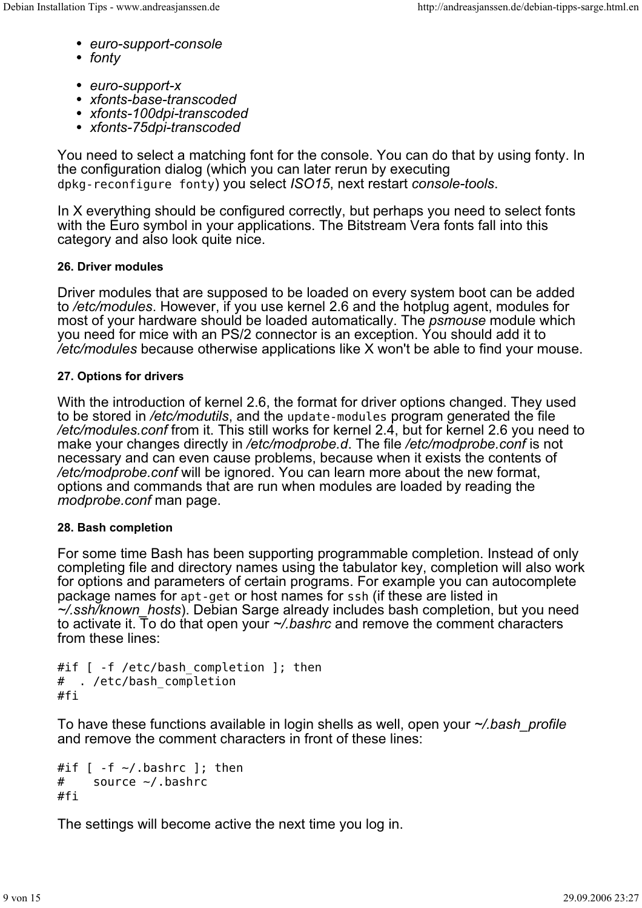- *euro-support-console*
- *fonty*

- *euro-support-x*
- *xfonts-base-transcoded*
- *xfonts-100dpi-transcoded*
- *xfonts-75dpi-transcoded*

You need to select a matching font for the console. You can do that by using fonty. In the configuration dialog (which you can later rerun by executing `dpkg-reconfigure fonty`) you select *ISO15*, next restart *console-tools*.

In X everything should be configured correctly, but perhaps you need to select fonts with the Euro symbol in your applications. The Bitstream Vera fonts fall into this category and also look quite nice.

#### 26. Driver modules

Driver modules that are supposed to be loaded on every system boot can be added to */etc/modules*. However, if you use kernel 2.6 and the hotplug agent, modules for most of your hardware should be loaded automatically. The *psmouse* module which you need for mice with an PS/2 connector is an exception. You should add it to */etc/modules* because otherwise applications like X won't be able to find your mouse.

#### 27. Options for drivers

With the introduction of kernel 2.6, the format for driver options changed. They used to be stored in */etc/modutils*, and the `update-modules` program generated the file */etc/modules.conf* from it. This still works for kernel 2.4, but for kernel 2.6 you need to make your changes directly in */etc/modprobe.d*. The file */etc/modprobe.conf* is not necessary and can even cause problems, because when it exists the contents of */etc/modprobe.conf* will be ignored. You can learn more about the new format, options and commands that are run when modules are loaded by reading the *modprobe.conf* man page.

#### 28. Bash completion

For some time Bash has been supporting programmable completion. Instead of only completing file and directory names using the tabulator key, completion will also work for options and parameters of certain programs. For example you can autocomplete package names for `apt-get` or host names for `ssh` (if these are listed in *~/.ssh/known_hosts*). Debian Sarge already includes bash completion, but you need to activate it. To do that open your *~/.bashrc* and remove the comment characters from these lines:

```
#if [ -f /etc/bash_completion ]; then
#  . /etc/bash_completion
#fi
```

To have these functions available in login shells as well, open your *~/.bash_profile* and remove the comment characters in front of these lines:

```
#if [ -f ~/.bashrc ]; then
#    source ~/.bashrc
#fi
```

The settings will become active the next time you log in.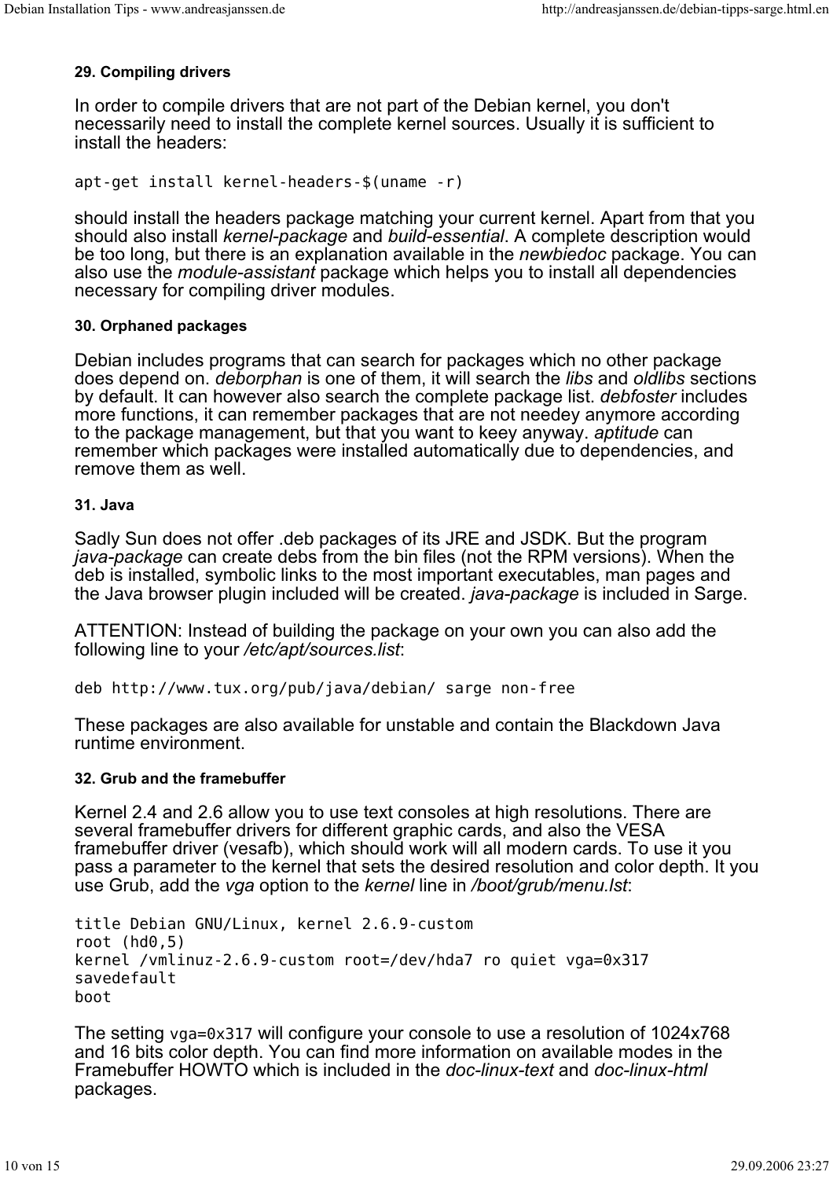### 29. Compiling drivers

In order to compile drivers that are not part of the Debian kernel, you don't necessarily need to install the complete kernel sources. Usually it is sufficient to install the headers:

```
apt-get install kernel-headers-$(uname -r)
```

should install the headers package matching your current kernel. Apart from that you should also install *kernel-package* and *build-essential*. A complete description would be too long, but there is an explanation available in the *newbiedoc* package. You can also use the *module-assistant* package which helps you to install all dependencies necessary for compiling driver modules.

### 30. Orphaned packages

Debian includes programs that can search for packages which no other package does depend on. *deborphan* is one of them, it will search the *libs* and *oldlibs* sections by default. It can however also search the complete package list. *debfoster* includes more functions, it can remember packages that are not needey anymore according to the package management, but that you want to keey anyway. *aptitude* can remember which packages were installed automatically due to dependencies, and remove them as well.

### 31. Java

Sadly Sun does not offer .deb packages of its JRE and JSDK. But the program *java-package* can create debs from the bin files (not the RPM versions). When the deb is installed, symbolic links to the most important executables, man pages and the Java browser plugin included will be created. *java-package* is included in Sarge.

ATTENTION: Instead of building the package on your own you can also add the following line to your */etc/apt/sources.list*:

```
deb http://www.tux.org/pub/java/debian/ sarge non-free
```

These packages are also available for unstable and contain the Blackdown Java runtime environment.

### 32. Grub and the framebuffer

Kernel 2.4 and 2.6 allow you to use text consoles at high resolutions. There are several framebuffer drivers for different graphic cards, and also the VESA framebuffer driver (vesafb), which should work will all modern cards. To use it you pass a parameter to the kernel that sets the desired resolution and color depth. It you use Grub, add the *vga* option to the *kernel* line in */boot/grub/menu.lst*:

```
title Debian GNU/Linux, kernel 2.6.9-custom
root (hd0,5)
kernel /vmlinuz-2.6.9-custom root=/dev/hda7 ro quiet vga=0x317
savedefault
boot
```

The setting `vga=0x317` will configure your console to use a resolution of 1024x768 and 16 bits color depth. You can find more information on available modes in the Framebuffer HOWTO which is included in the *doc-linux-text* and *doc-linux-html* packages.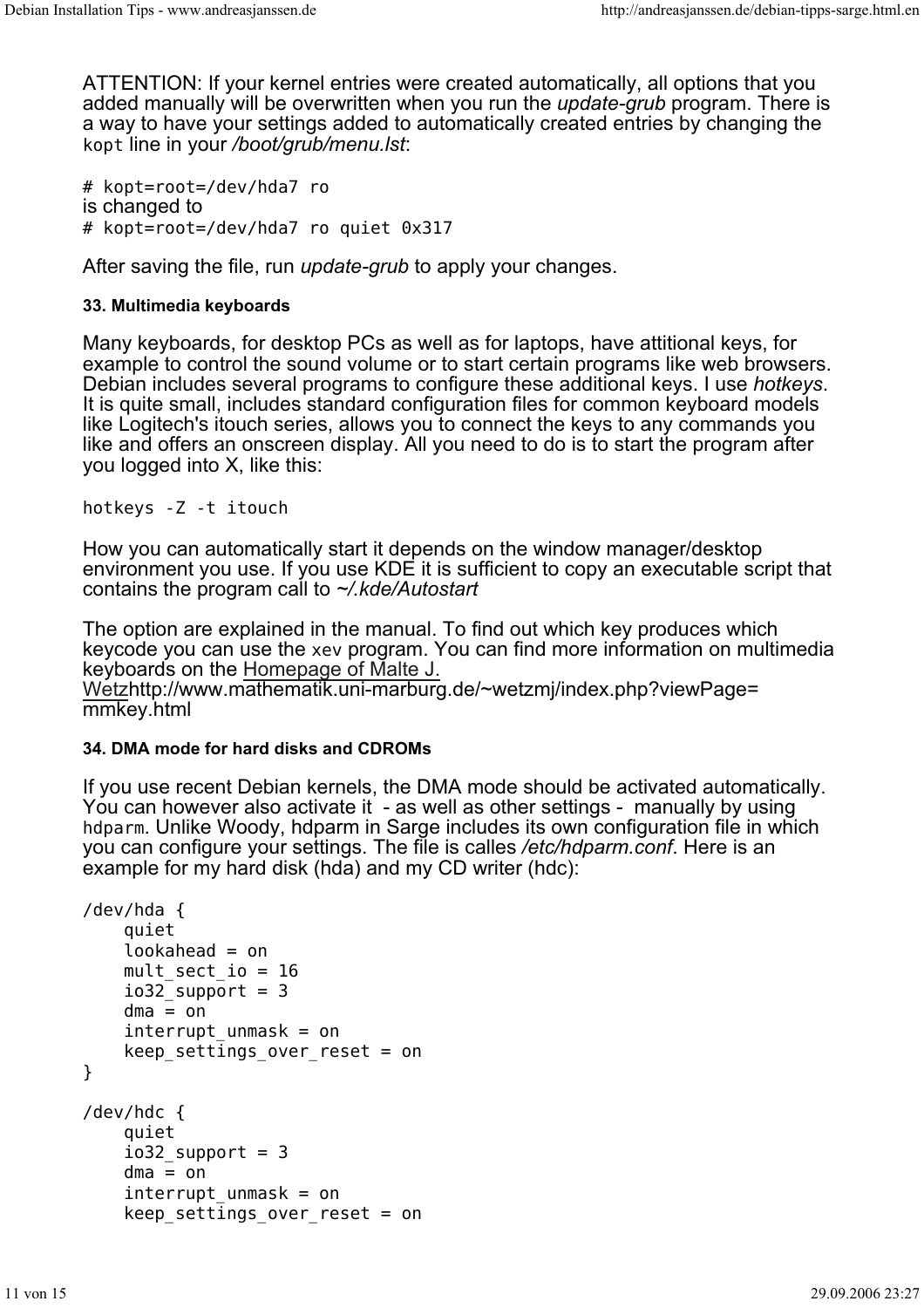ATTENTION: If your kernel entries were created automatically, all options that you added manually will be overwritten when you run the *update-grub* program. There is a way to have your settings added to automatically created entries by changing the `kopt` line in your */boot/grub/menu.lst*:

```
# kopt=root=/dev/hda7 ro
```

is changed to

```
# kopt=root=/dev/hda7 ro quiet 0x317
```

After saving the file, run *update-grub* to apply your changes.

### 33. Multimedia keyboards

Many keyboards, for desktop PCs as well as for laptops, have attitional keys, for example to control the sound volume or to start certain programs like web browsers. Debian includes several programs to configure these additional keys. I use *hotkeys*. It is quite small, includes standard configuration files for common keyboard models like Logitech's itouch series, allows you to connect the keys to any commands you like and offers an onscreen display. All you need to do is to start the program after you logged into X, like this:

```
hotkeys -Z -t itouch
```

How you can automatically start it depends on the window manager/desktop environment you use. If you use KDE it is sufficient to copy an executable script that contains the program call to *~/.kde/Autostart*

The option are explained in the manual. To find out which key produces which keycode you can use the `xev` program. You can find more information on multimedia keyboards on the Homepage of Malte J. Wetzhttp://www.mathematik.uni-marburg.de/~wetzmj/index.php?viewPage=mmkey.html

### 34. DMA mode for hard disks and CDROMs

If you use recent Debian kernels, the DMA mode should be activated automatically. You can however also activate it - as well as other settings - manually by using `hdparm`. Unlike Woody, hdparm in Sarge includes its own configuration file in which you can configure your settings. The file is calles */etc/hdparm.conf*. Here is an example for my hard disk (hda) and my CD writer (hdc):

```
/dev/hda {
    quiet
    lookahead = on
    mult_sect_io = 16
    io32_support = 3
    dma = on
    interrupt_unmask = on
    keep_settings_over_reset = on
}

/dev/hdc {
    quiet
    io32_support = 3
    dma = on
    interrupt_unmask = on
    keep_settings_over_reset = on
```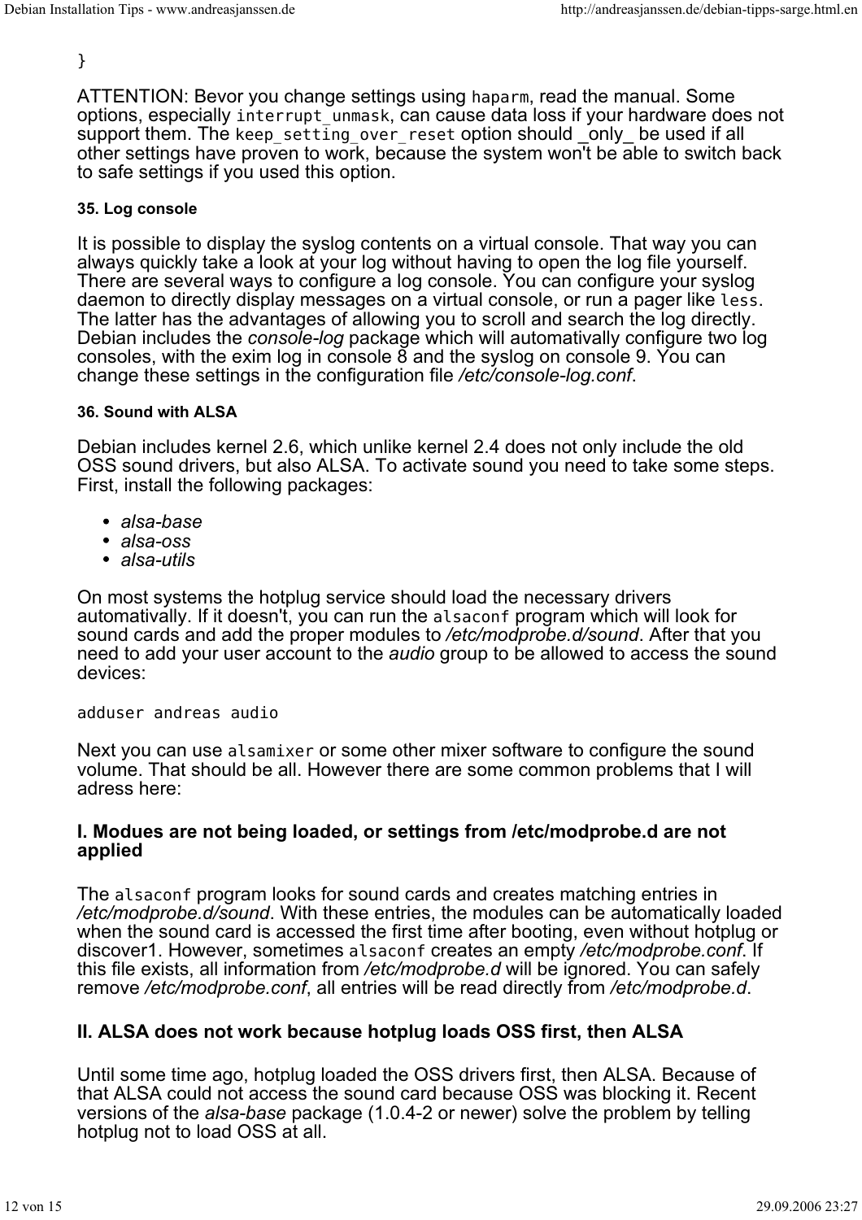```
}
```

ATTENTION: Bevor you change settings using `hdparm`, read the manual. Some options, especially `interrupt_unmask`, can cause data loss if your hardware does not support them. The `keep_setting_over_reset` option should _only_ be used if all other settings have proven to work, because the system won't be able to switch back to safe settings if you used this option.

#### 35. Log console

It is possible to display the syslog contents on a virtual console. That way you can always quickly take a look at your log without having to open the log file yourself. There are several ways to configure a log console. You can configure your syslog daemon to directly display messages on a virtual console, or run a pager like `less`. The latter has the advantages of allowing you to scroll and search the log directly. Debian includes the *console-log* package which will automativally configure two log consoles, with the exim log in console 8 and the syslog on console 9. You can change these settings in the configuration file */etc/console-log.conf*.

#### 36. Sound with ALSA

Debian includes kernel 2.6, which unlike kernel 2.4 does not only include the old OSS sound drivers, but also ALSA. To activate sound you need to take some steps. First, install the following packages:

- *alsa-base*
- *alsa-oss*
- *alsa-utils*

On most systems the hotplug service should load the necessary drivers automativally. If it doesn't, you can run the `alsaconf` program which will look for sound cards and add the proper modules to */etc/modprobe.d/sound*. After that you need to add your user account to the *audio* group to be allowed to access the sound devices:

```
adduser andreas audio
```

Next you can use `alsamixer` or some other mixer software to configure the sound volume. That should be all. However there are some common problems that I will adress here:

### I. Modues are not being loaded, or settings from /etc/modprobe.d are not applied

The `alsaconf` program looks for sound cards and creates matching entries in */etc/modprobe.d/sound*. With these entries, the modules can be automatically loaded when the sound card is accessed the first time after booting, even without hotplug or discover1. However, sometimes `alsaconf` creates an empty */etc/modprobe.conf*. If this file exists, all information from */etc/modprobe.d* will be ignored. You can safely remove */etc/modprobe.conf*, all entries will be read directly from */etc/modprobe.d*.

### II. ALSA does not work because hotplug loads OSS first, then ALSA

Until some time ago, hotplug loaded the OSS drivers first, then ALSA. Because of that ALSA could not access the sound card because OSS was blocking it. Recent versions of the *alsa-base* package (1.0.4-2 or newer) solve the problem by telling hotplug not to load OSS at all.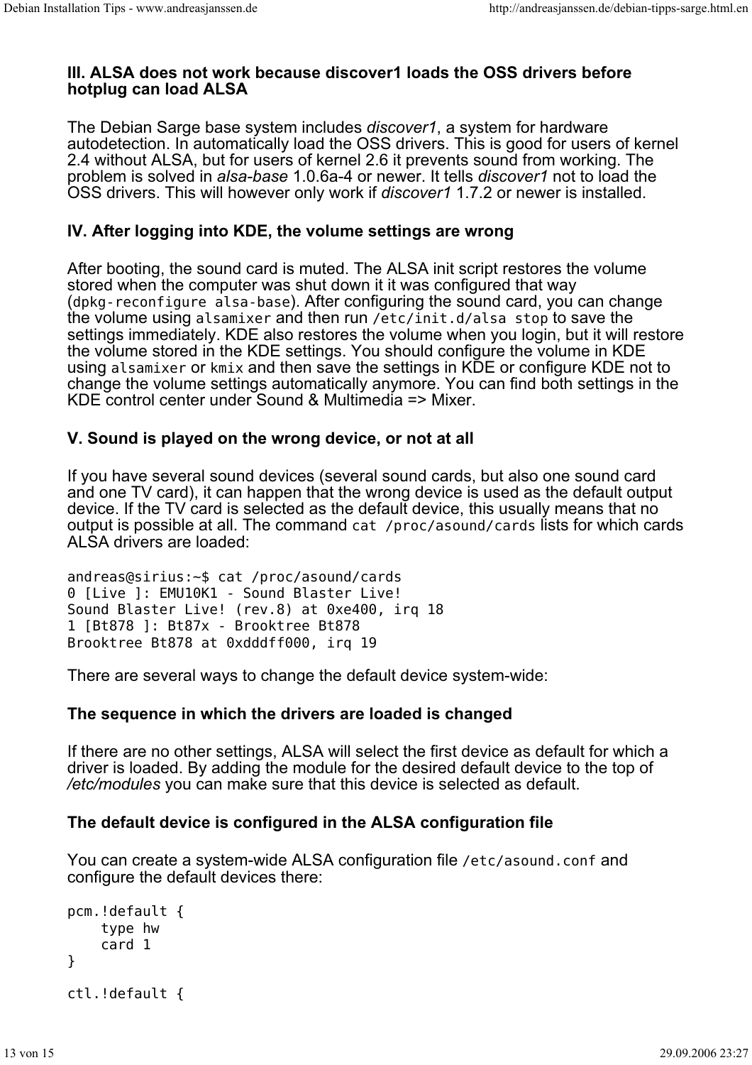### III. ALSA does not work because discover1 loads the OSS drivers before hotplug can load ALSA

The Debian Sarge base system includes *discover1*, a system for hardware autodetection. In automatically load the OSS drivers. This is good for users of kernel 2.4 without ALSA, but for users of kernel 2.6 it prevents sound from working. The problem is solved in *alsa-base* 1.0.6a-4 or newer. It tells *discover1* not to load the OSS drivers. This will however only work if *discover1* 1.7.2 or newer is installed.

### IV. After logging into KDE, the volume settings are wrong

After booting, the sound card is muted. The ALSA init script restores the volume stored when the computer was shut down it it was configured that way (`dpkg-reconfigure alsa-base`). After configuring the sound card, you can change the volume using `alsamixer` and then run `/etc/init.d/alsa stop` to save the settings immediately. KDE also restores the volume when you login, but it will restore the volume stored in the KDE settings. You should configure the volume in KDE using `alsamixer` or `kmix` and then save the settings in KDE or configure KDE not to change the volume settings automatically anymore. You can find both settings in the KDE control center under Sound & Multimedia => Mixer.

### V. Sound is played on the wrong device, or not at all

If you have several sound devices (several sound cards, but also one sound card and one TV card), it can happen that the wrong device is used as the default output device. If the TV card is selected as the default device, this usually means that no output is possible at all. The command `cat /proc/asound/cards` lists for which cards ALSA drivers are loaded:

```
andreas@sirius:~$ cat /proc/asound/cards
0 [Live ]: EMU10K1 - Sound Blaster Live!
Sound Blaster Live! (rev.8) at 0xe400, irq 18
1 [Bt878 ]: Bt87x - Brooktree Bt878
Brooktree Bt878 at 0xdddff000, irq 19
```

There are several ways to change the default device system-wide:

#### The sequence in which the drivers are loaded is changed

If there are no other settings, ALSA will select the first device as default for which a driver is loaded. By adding the module for the desired default device to the top of */etc/modules* you can make sure that this device is selected as default.

#### The default device is configured in the ALSA configuration file

You can create a system-wide ALSA configuration file `/etc/asound.conf` and configure the default devices there:

```
pcm.!default {
    type hw
    card 1
}

ctl.!default {
```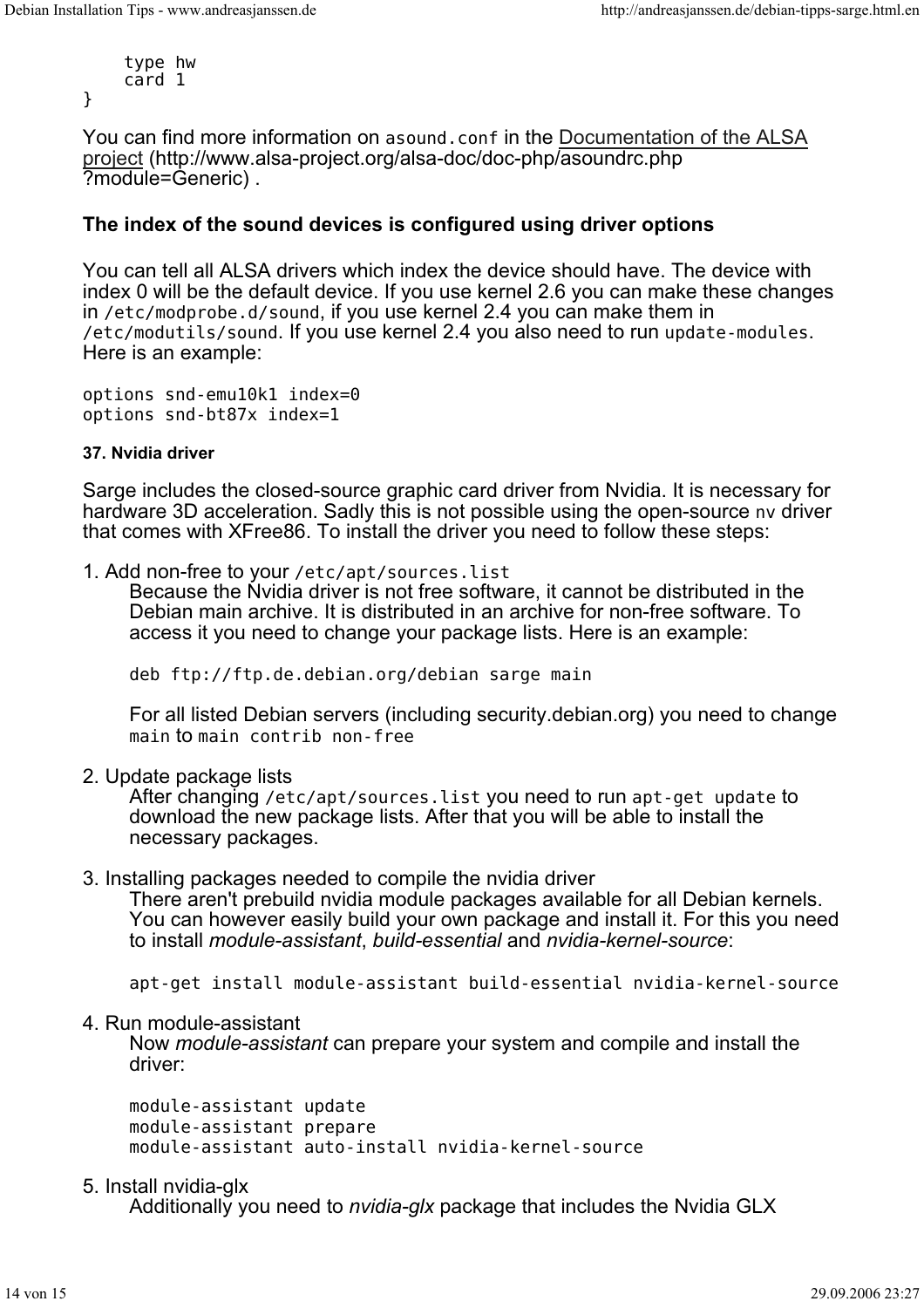```
    type hw
    card 1
}
```

You can find more information on `asound.conf` in the Documentation of the ALSA project (http://www.alsa-project.org/alsa-doc/doc-php/asoundrc.php?module=Generic) .

**The index of the sound devices is configured using driver options**

You can tell all ALSA drivers which index the device should have. The device with index 0 will be the default device. If you use kernel 2.6 you can make these changes in `/etc/modprobe.d/sound`, if you use kernel 2.4 you can make them in `/etc/modutils/sound`. If you use kernel 2.4 you also need to run `update-modules`. Here is an example:

```
options snd-emu10k1 index=0
options snd-bt87x index=1
```

#### 37. Nvidia driver

Sarge includes the closed-source graphic card driver from Nvidia. It is necessary for hardware 3D acceleration. Sadly this is not possible using the open-source `nv` driver that comes with XFree86. To install the driver you need to follow these steps:

1. Add non-free to your `/etc/apt/sources.list`

   Because the Nvidia driver is not free software, it cannot be distributed in the Debian main archive. It is distributed in an archive for non-free software. To access it you need to change your package lists. Here is an example:

   ```
   deb ftp://ftp.de.debian.org/debian sarge main
   ```

   For all listed Debian servers (including security.debian.org) you need to change `main` to `main contrib non-free`

2. Update package lists

   After changing `/etc/apt/sources.list` you need to run `apt-get update` to download the new package lists. After that you will be able to install the necessary packages.

3. Installing packages needed to compile the nvidia driver

   There aren't prebuild nvidia module packages available for all Debian kernels. You can however easily build your own package and install it. For this you need to install *module-assistant*, *build-essential* and *nvidia-kernel-source*:

   ```
   apt-get install module-assistant build-essential nvidia-kernel-source
   ```

4. Run module-assistant

   Now *module-assistant* can prepare your system and compile and install the driver:

   ```
   module-assistant update
   module-assistant prepare
   module-assistant auto-install nvidia-kernel-source
   ```

5. Install nvidia-glx

   Additionally you need to *nvidia-glx* package that includes the Nvidia GLX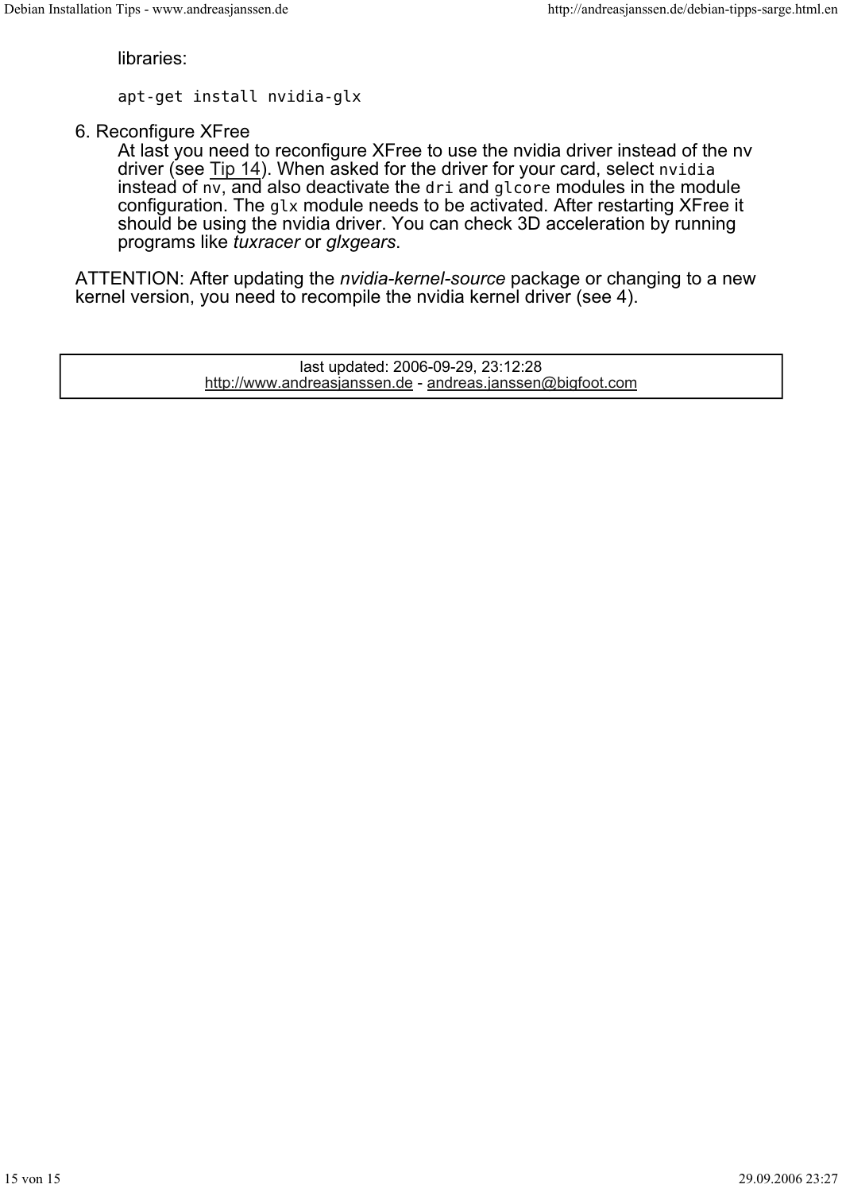libraries:

```
apt-get install nvidia-glx
```

6. Reconfigure XFree
   At last you need to reconfigure XFree to use the nvidia driver instead of the nv driver (see Tip 14). When asked for the driver for your card, select `nvidia` instead of `nv`, and also deactivate the `dri` and `glcore` modules in the module configuration. The `glx` module needs to be activated. After restarting XFree it should be using the nvidia driver. You can check 3D acceleration by running programs like *tuxracer* or *glxgears*.

ATTENTION: After updating the *nvidia-kernel-source* package or changing to a new kernel version, you need to recompile the nvidia kernel driver (see 4).

last updated: 2006-09-29, 23:12:28
http://www.andreasjanssen.de - andreas.janssen@bigfoot.com